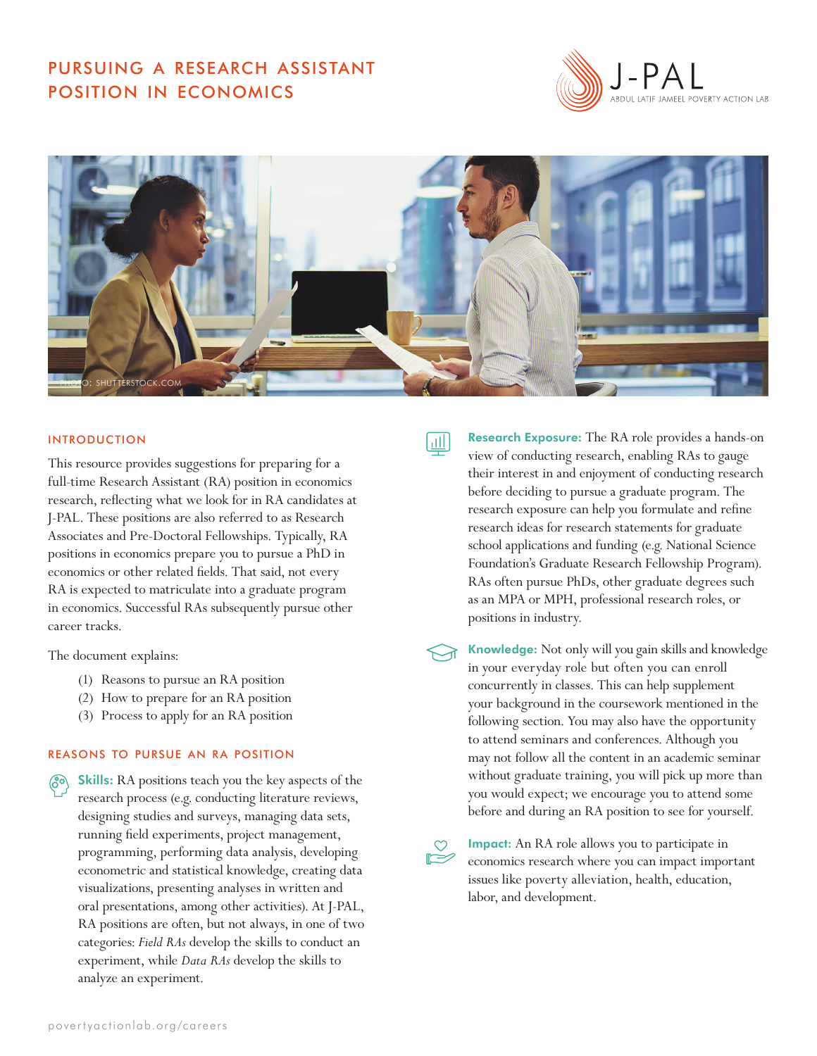# PURSUING A RESEARCH ASSISTANT POSITION IN ECONOMICS

J-PAL
ABDUL LATIF JAMEEL POVERTY ACTION LAB

PHOTO: SHUTTERSTOCK.COM

## INTRODUCTION

This resource provides suggestions for preparing for a full-time Research Assistant (RA) position in economics research, reflecting what we look for in RA candidates at J-PAL. These positions are also referred to as Research Associates and Pre-Doctoral Fellowships. Typically, RA positions in economics prepare you to pursue a PhD in economics or other related fields. That said, not every RA is expected to matriculate into a graduate program in economics. Successful RAs subsequently pursue other career tracks.

The document explains:

(1) Reasons to pursue an RA position
(2) How to prepare for an RA position
(3) Process to apply for an RA position

## REASONS TO PURSUE AN RA POSITION

**Skills:** RA positions teach you the key aspects of the research process (e.g. conducting literature reviews, designing studies and surveys, managing data sets, running field experiments, project management, programming, performing data analysis, developing econometric and statistical knowledge, creating data visualizations, presenting analyses in written and oral presentations, among other activities). At J-PAL, RA positions are often, but not always, in one of two categories: *Field RAs* develop the skills to conduct an experiment, while *Data RAs* develop the skills to analyze an experiment.

**Research Exposure:** The RA role provides a hands-on view of conducting research, enabling RAs to gauge their interest in and enjoyment of conducting research before deciding to pursue a graduate program. The research exposure can help you formulate and refine research ideas for research statements for graduate school applications and funding (e.g. National Science Foundation's Graduate Research Fellowship Program). RAs often pursue PhDs, other graduate degrees such as an MPA or MPH, professional research roles, or positions in industry.

**Knowledge:** Not only will you gain skills and knowledge in your everyday role but often you can enroll concurrently in classes. This can help supplement your background in the coursework mentioned in the following section. You may also have the opportunity to attend seminars and conferences. Although you may not follow all the content in an academic seminar without graduate training, you will pick up more than you would expect; we encourage you to attend some before and during an RA position to see for yourself.

**Impact:** An RA role allows you to participate in economics research where you can impact important issues like poverty alleviation, health, education, labor, and development.

povertyactionlab.org/careers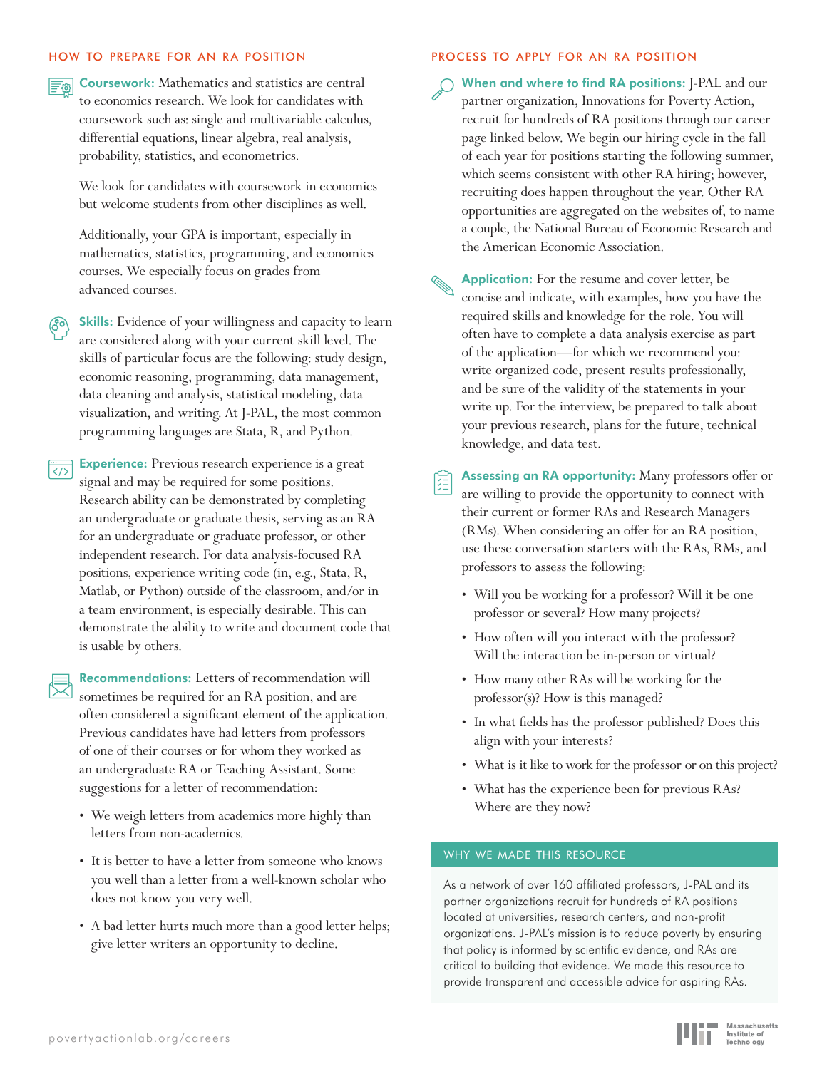## HOW TO PREPARE FOR AN RA POSITION

**Coursework:** Mathematics and statistics are central to economics research. We look for candidates with coursework such as: single and multivariable calculus, differential equations, linear algebra, real analysis, probability, statistics, and econometrics.

We look for candidates with coursework in economics but welcome students from other disciplines as well.

Additionally, your GPA is important, especially in mathematics, statistics, programming, and economics courses. We especially focus on grades from advanced courses.

**Skills:** Evidence of your willingness and capacity to learn are considered along with your current skill level. The skills of particular focus are the following: study design, economic reasoning, programming, data management, data cleaning and analysis, statistical modeling, data visualization, and writing. At J-PAL, the most common programming languages are Stata, R, and Python.

**Experience:** Previous research experience is a great signal and may be required for some positions. Research ability can be demonstrated by completing an undergraduate or graduate thesis, serving as an RA for an undergraduate or graduate professor, or other independent research. For data analysis-focused RA positions, experience writing code (in, e.g., Stata, R, Matlab, or Python) outside of the classroom, and/or in a team environment, is especially desirable. This can demonstrate the ability to write and document code that is usable by others.

**Recommendations:** Letters of recommendation will sometimes be required for an RA position, and are often considered a significant element of the application. Previous candidates have had letters from professors of one of their courses or for whom they worked as an undergraduate RA or Teaching Assistant. Some suggestions for a letter of recommendation:

- We weigh letters from academics more highly than letters from non-academics.
- It is better to have a letter from someone who knows you well than a letter from a well-known scholar who does not know you very well.
- A bad letter hurts much more than a good letter helps; give letter writers an opportunity to decline.

## PROCESS TO APPLY FOR AN RA POSITION

**When and where to find RA positions:** J-PAL and our partner organization, Innovations for Poverty Action, recruit for hundreds of RA positions through our career page linked below. We begin our hiring cycle in the fall of each year for positions starting the following summer, which seems consistent with other RA hiring; however, recruiting does happen throughout the year. Other RA opportunities are aggregated on the websites of, to name a couple, the National Bureau of Economic Research and the American Economic Association.

**Application:** For the resume and cover letter, be concise and indicate, with examples, how you have the required skills and knowledge for the role. You will often have to complete a data analysis exercise as part of the application—for which we recommend you: write organized code, present results professionally, and be sure of the validity of the statements in your write up. For the interview, be prepared to talk about your previous research, plans for the future, technical knowledge, and data test.

**Assessing an RA opportunity:** Many professors offer or are willing to provide the opportunity to connect with their current or former RAs and Research Managers (RMs). When considering an offer for an RA position, use these conversation starters with the RAs, RMs, and professors to assess the following:

- Will you be working for a professor? Will it be one professor or several? How many projects?
- How often will you interact with the professor? Will the interaction be in-person or virtual?
- How many other RAs will be working for the professor(s)? How is this managed?
- In what fields has the professor published? Does this align with your interests?
- What is it like to work for the professor or on this project?
- What has the experience been for previous RAs? Where are they now?

### WHY WE MADE THIS RESOURCE

As a network of over 160 affiliated professors, J-PAL and its partner organizations recruit for hundreds of RA positions located at universities, research centers, and non-profit organizations. J-PAL's mission is to reduce poverty by ensuring that policy is informed by scientific evidence, and RAs are critical to building that evidence. We made this resource to provide transparent and accessible advice for aspiring RAs.

povertyactionlab.org/careers

Massachusetts Institute of Technology